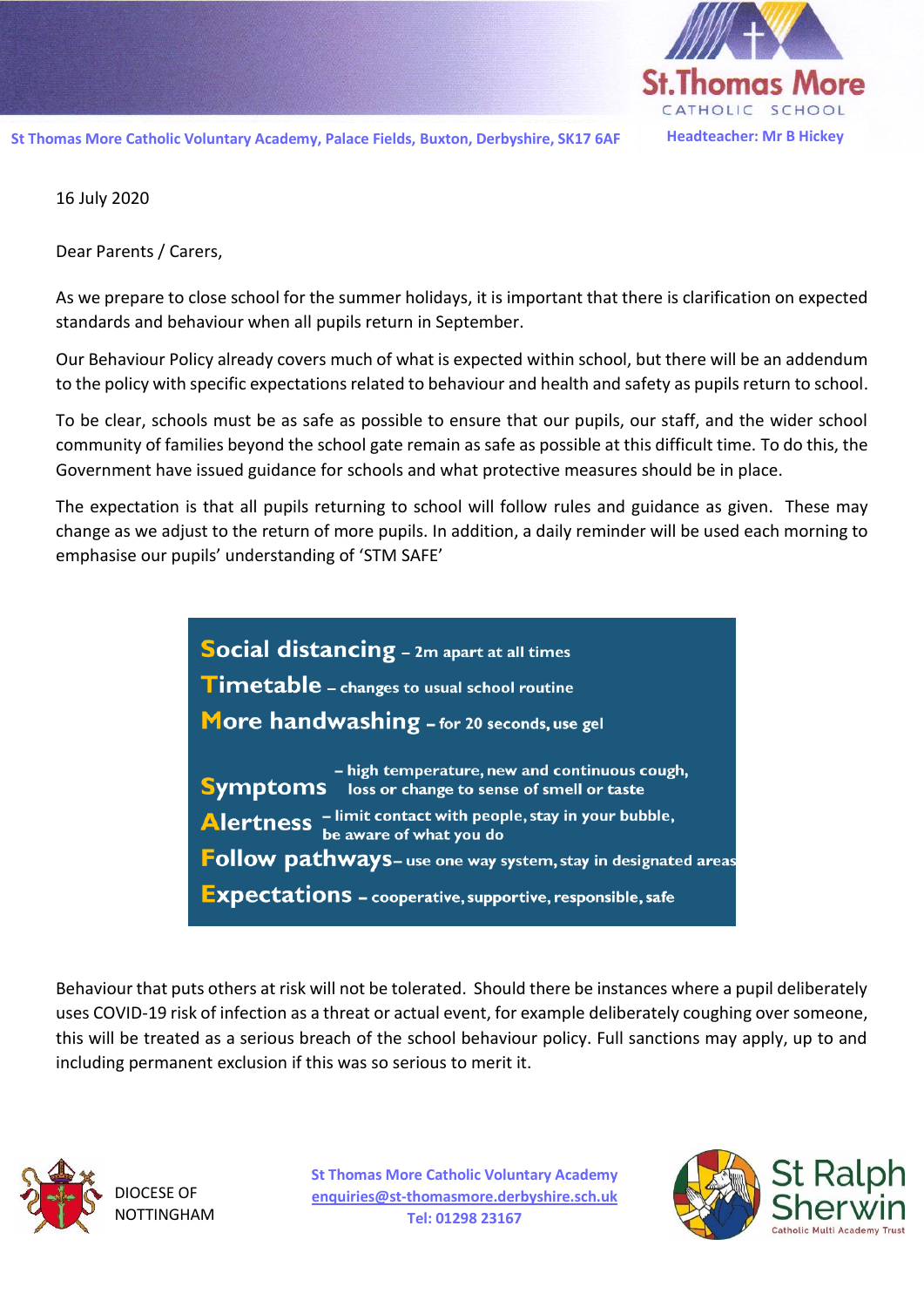St.Thomas More CATHOLIC SCHOOL

St Thomas More Catholic Voluntary Academy, Palace Fields, Buxton, Derbyshire, SK17 6AF

Headteacher: Mr B Hickey

16 July 2020

Dear Parents / Carers,

As we prepare to close school for the summer holidays, it is important that there is clarification on expected standards and behaviour when all pupils return in September.

Our Behaviour Policy already covers much of what is expected within school, but there will be an addendum to the policy with specific expectations related to behaviour and health and safety as pupils return to school.

To be clear, schools must be as safe as possible to ensure that our pupils, our staff, and the wider school community of families beyond the school gate remain as safe as possible at this difficult time. To do this, the Government have issued guidance for schools and what protective measures should be in place.

The expectation is that all pupils returning to school will follow rules and guidance as given. These may change as we adjust to the return of more pupils. In addition, a daily reminder will be used each morning to emphasise our pupils' understanding of 'STM SAFE'

**S**ocial distancing – 2m apart at all times

**T**imetable – changes to usual school routine

**M**ore handwashing – for 20 seconds, use gel

**S**ymptoms – high temperature, new and continuous cough, loss or change to sense of smell or taste

**A**lertness – limit contact with people, stay in your bubble, be aware of what you do

**F**ollow pathways – use one way system, stay in designated areas

**E**xpectations – cooperative, supportive, responsible, safe

Behaviour that puts others at risk will not be tolerated. Should there be instances where a pupil deliberately uses COVID-19 risk of infection as a threat or actual event, for example deliberately coughing over someone, this will be treated as a serious breach of the school behaviour policy. Full sanctions may apply, up to and including permanent exclusion if this was so serious to merit it.

DIOCESE OF NOTTINGHAM

St Thomas More Catholic Voluntary Academy
enquiries@st-thomasmore.derbyshire.sch.uk
Tel: 01298 23167

St Ralph Sherwin Catholic Multi Academy Trust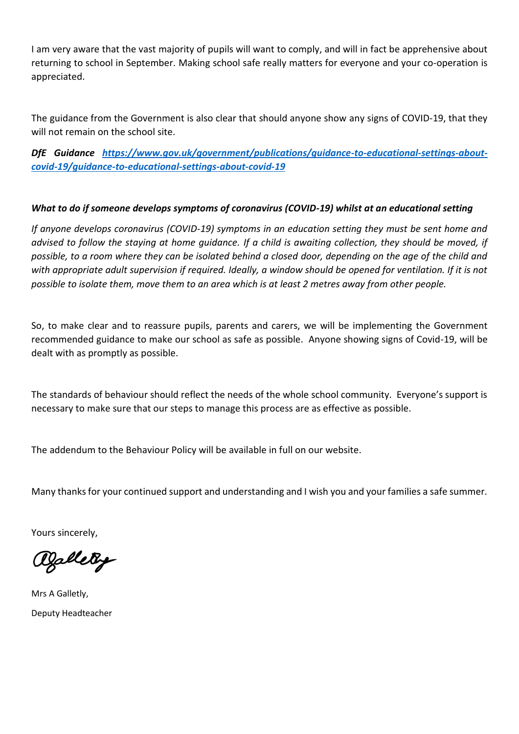I am very aware that the vast majority of pupils will want to comply, and will in fact be apprehensive about returning to school in September. Making school safe really matters for everyone and your co-operation is appreciated.

The guidance from the Government is also clear that should anyone show any signs of COVID-19, that they will not remain on the school site.

***DfE Guidance*** ***[https://www.gov.uk/government/publications/guidance-to-educational-settings-about-covid-19/guidance-to-educational-settings-about-covid-19](https://www.gov.uk/government/publications/guidance-to-educational-settings-about-covid-19/guidance-to-educational-settings-about-covid-19)***

***What to do if someone develops symptoms of coronavirus (COVID-19) whilst at an educational setting***

*If anyone develops coronavirus (COVID-19) symptoms in an education setting they must be sent home and advised to follow the staying at home guidance. If a child is awaiting collection, they should be moved, if possible, to a room where they can be isolated behind a closed door, depending on the age of the child and with appropriate adult supervision if required. Ideally, a window should be opened for ventilation. If it is not possible to isolate them, move them to an area which is at least 2 metres away from other people.*

So, to make clear and to reassure pupils, parents and carers, we will be implementing the Government recommended guidance to make our school as safe as possible. Anyone showing signs of Covid-19, will be dealt with as promptly as possible.

The standards of behaviour should reflect the needs of the whole school community. Everyone's support is necessary to make sure that our steps to manage this process are as effective as possible.

The addendum to the Behaviour Policy will be available in full on our website.

Many thanks for your continued support and understanding and I wish you and your families a safe summer.

Yours sincerely,

AGalletly

Mrs A Galletly,

Deputy Headteacher